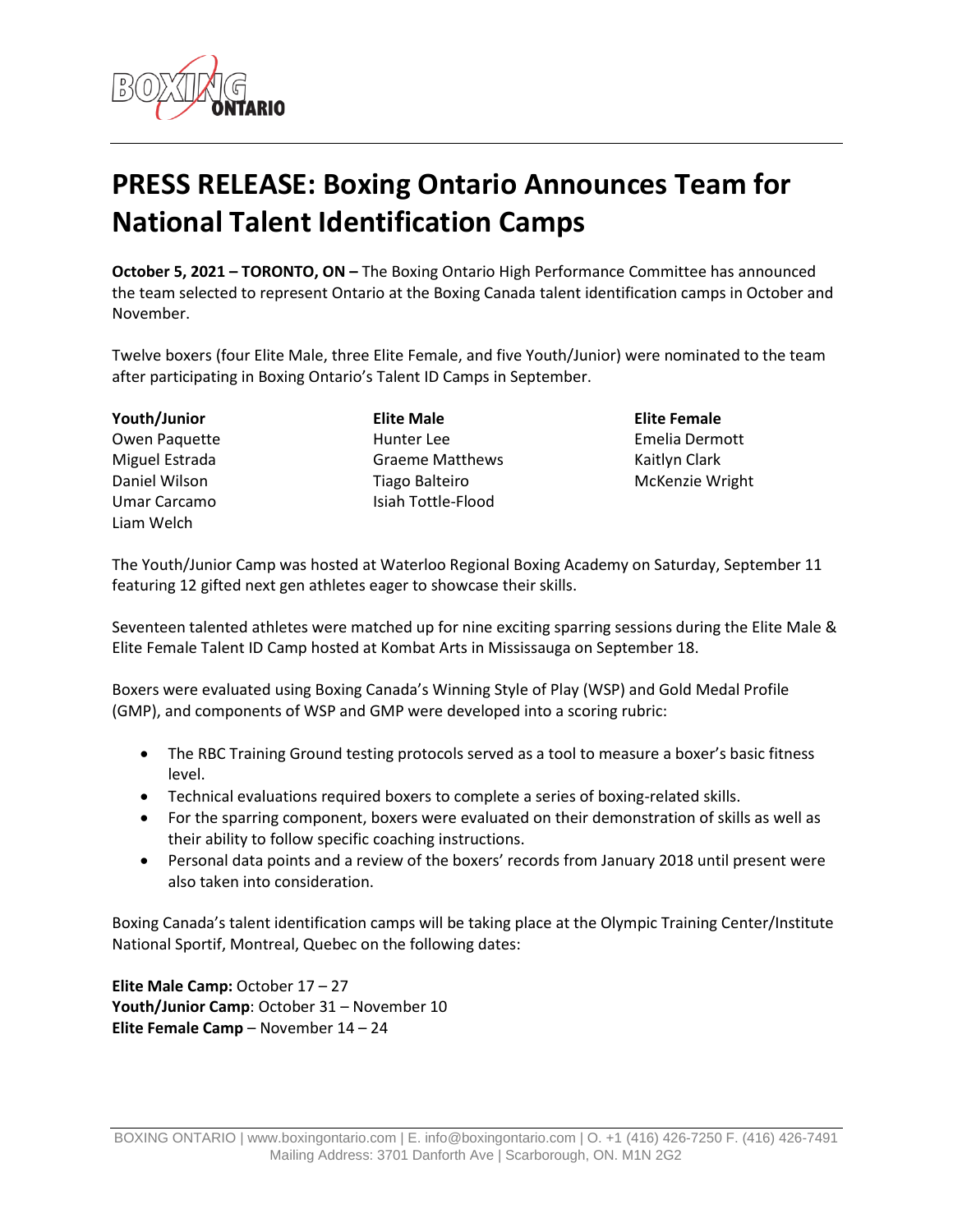# PRESS RELEASE: Boxing Ontario Announces Team for National Talent Identification Camps

**October 5, 2021 – TORONTO, ON –** The Boxing Ontario High Performance Committee has announced the team selected to represent Ontario at the Boxing Canada talent identification camps in October and November.

Twelve boxers (four Elite Male, three Elite Female, and five Youth/Junior) were nominated to the team after participating in Boxing Ontario's Talent ID Camps in September.

**Youth/Junior**
Owen Paquette
Miguel Estrada
Daniel Wilson
Umar Carcamo
Liam Welch

**Elite Male**
Hunter Lee
Graeme Matthews
Tiago Balteiro
Isiah Tottle-Flood

**Elite Female**
Emelia Dermott
Kaitlyn Clark
McKenzie Wright

The Youth/Junior Camp was hosted at Waterloo Regional Boxing Academy on Saturday, September 11 featuring 12 gifted next gen athletes eager to showcase their skills.

Seventeen talented athletes were matched up for nine exciting sparring sessions during the Elite Male & Elite Female Talent ID Camp hosted at Kombat Arts in Mississauga on September 18.

Boxers were evaluated using Boxing Canada's Winning Style of Play (WSP) and Gold Medal Profile (GMP), and components of WSP and GMP were developed into a scoring rubric:

- The RBC Training Ground testing protocols served as a tool to measure a boxer's basic fitness level.
- Technical evaluations required boxers to complete a series of boxing-related skills.
- For the sparring component, boxers were evaluated on their demonstration of skills as well as their ability to follow specific coaching instructions.
- Personal data points and a review of the boxers' records from January 2018 until present were also taken into consideration.

Boxing Canada's talent identification camps will be taking place at the Olympic Training Center/Institute National Sportif, Montreal, Quebec on the following dates:

**Elite Male Camp:** October 17 – 27
**Youth/Junior Camp**: October 31 – November 10
**Elite Female Camp** – November 14 – 24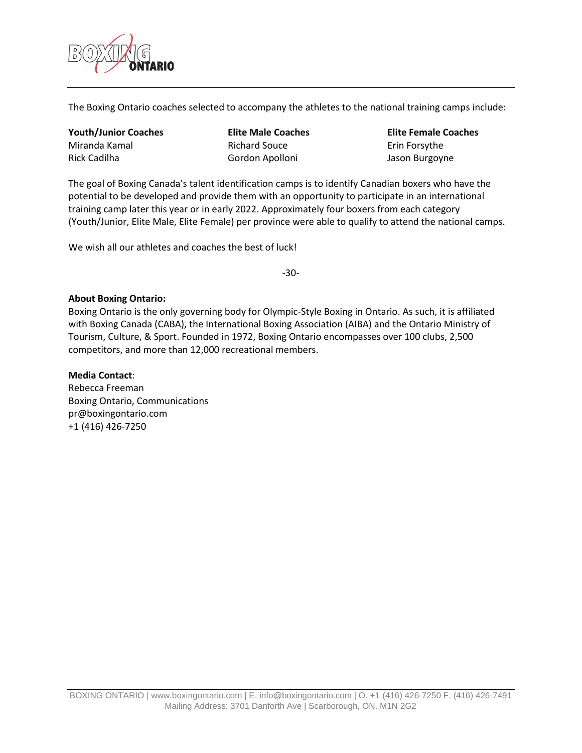The Boxing Ontario coaches selected to accompany the athletes to the national training camps include:

| Youth/Junior Coaches | Elite Male Coaches | Elite Female Coaches |
| --- | --- | --- |
| Miranda Kamal | Richard Souce | Erin Forsythe |
| Rick Cadilha | Gordon Apolloni | Jason Burgoyne |

The goal of Boxing Canada's talent identification camps is to identify Canadian boxers who have the potential to be developed and provide them with an opportunity to participate in an international training camp later this year or in early 2022. Approximately four boxers from each category (Youth/Junior, Elite Male, Elite Female) per province were able to qualify to attend the national camps.

We wish all our athletes and coaches the best of luck!

-30-

**About Boxing Ontario:**
Boxing Ontario is the only governing body for Olympic-Style Boxing in Ontario. As such, it is affiliated with Boxing Canada (CABA), the International Boxing Association (AIBA) and the Ontario Ministry of Tourism, Culture, & Sport. Founded in 1972, Boxing Ontario encompasses over 100 clubs, 2,500 competitors, and more than 12,000 recreational members.

**Media Contact**:
Rebecca Freeman
Boxing Ontario, Communications
pr@boxingontario.com
+1 (416) 426-7250